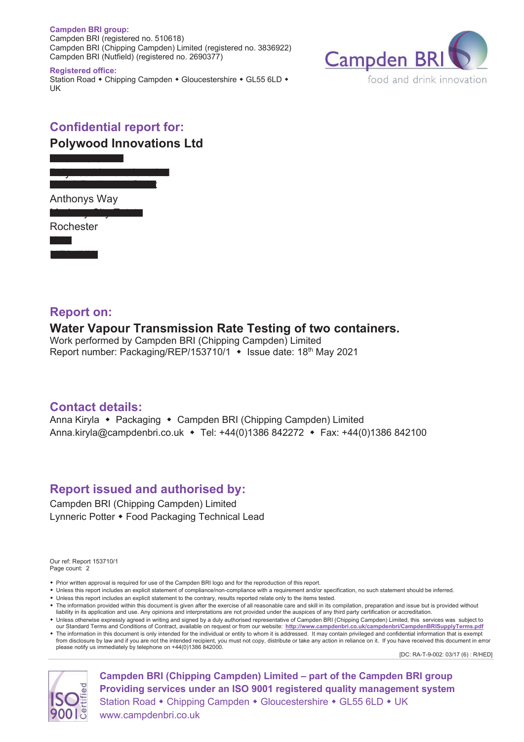**Campden BRI group:**
Campden BRI (registered no. 510618)
Campden BRI (Chipping Campden) Limited (registered no. 3836922)
Campden BRI (Nutfield) (registered no. 2690377)

**Registered office:**
Station Road ◆ Chipping Campden ◆ Gloucestershire ◆ GL55 6LD ◆ UK

Campden BRI
food and drink innovation

## Confidential report for:

**Polywood Innovations Ltd**

Anthonys Way

Rochester

## Report on:

**Water Vapour Transmission Rate Testing of two containers.**

Work performed by Campden BRI (Chipping Campden) Limited
Report number: Packaging/REP/153710/1 ◆ Issue date: 18th May 2021

## Contact details:

Anna Kiryla ◆ Packaging ◆ Campden BRI (Chipping Campden) Limited
Anna.kiryla@campdenbri.co.uk ◆ Tel: +44(0)1386 842272 ◆ Fax: +44(0)1386 842100

## Report issued and authorised by:

Campden BRI (Chipping Campden) Limited
Lynneric Potter ◆ Food Packaging Technical Lead

Our ref: Report 153710/1
Page count: 2

- Prior written approval is required for use of the Campden BRI logo and for the reproduction of this report.
- Unless this report includes an explicit statement of compliance/non-compliance with a requirement and/or specification, no such statement should be inferred.
- Unless this report includes an explicit statement to the contrary, results reported relate only to the items tested.
- The information provided within this document is given after the exercise of all reasonable care and skill in its compilation, preparation and issue but is provided without liability in its application and use. Any opinions and interpretations are not provided under the auspices of any third party certification or accreditation.
- Unless otherwise expressly agreed in writing and signed by a duly authorised representative of Campden BRI (Chipping Campden) Limited, this services was subject to our Standard Terms and Conditions of Contract, available on request or from our website: http://www.campdenbri.co.uk/campdenbri/CampdenBRISupplyTerms.pdf
- The information in this document is only intended for the individual or entity to whom it is addressed. It may contain privileged and confidential information that is exempt from disclosure by law and if you are not the intended recipient, you must not copy, distribute or take any action in reliance on it. If you have received this document in error please notify us immediately by telephone on +44(0)1386 842000.

[DC: RA-T-9-002: 03/17 (6) : R/HED]

ISO 9001 Certified

**Campden BRI (Chipping Campden) Limited – part of the Campden BRI group**
**Providing services under an ISO 9001 registered quality management system**
Station Road ◆ Chipping Campden ◆ Gloucestershire ◆ GL55 6LD ◆ UK
www.campdenbri.co.uk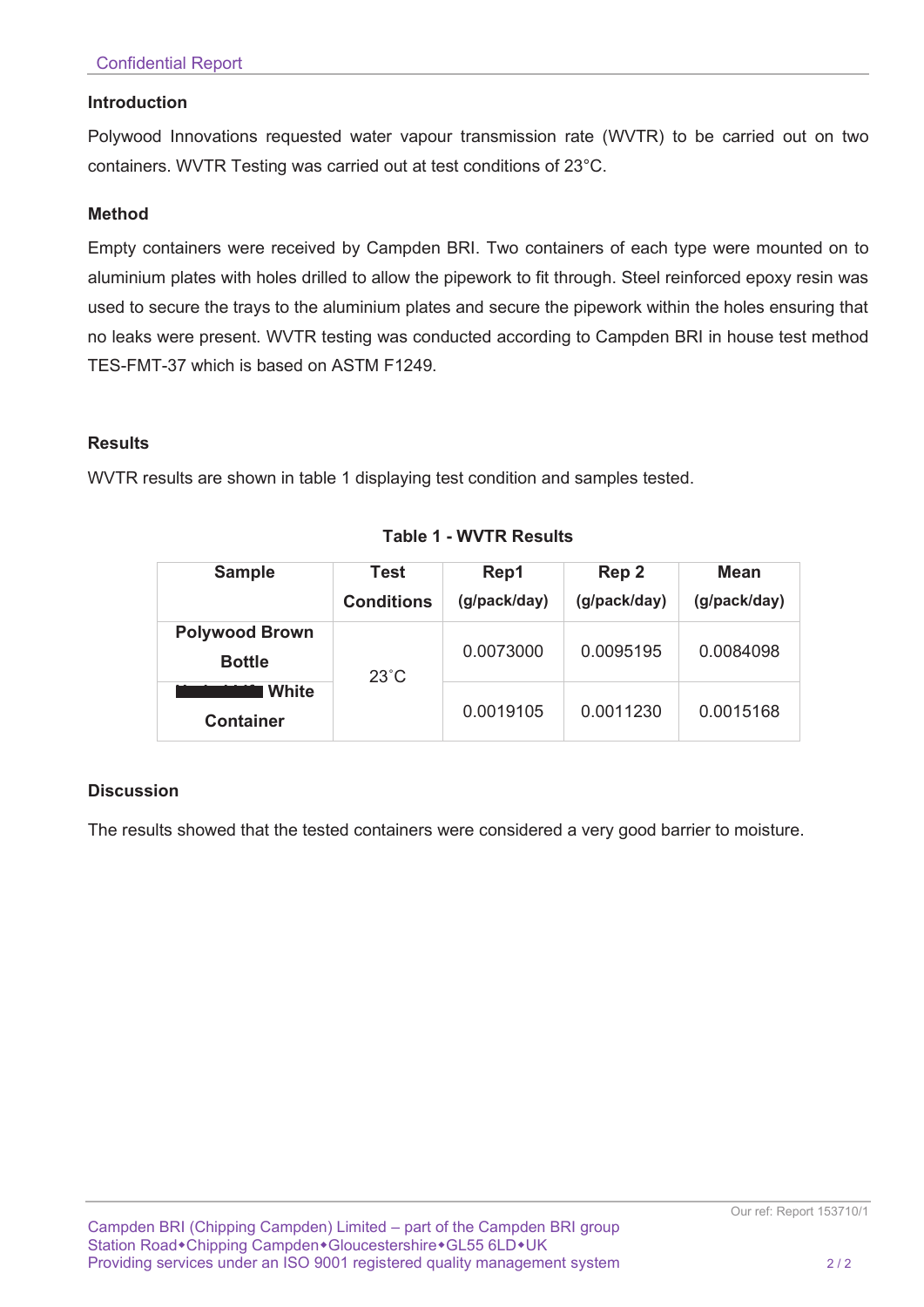## Introduction

Polywood Innovations requested water vapour transmission rate (WVTR) to be carried out on two containers. WVTR Testing was carried out at test conditions of 23°C.

## Method

Empty containers were received by Campden BRI. Two containers of each type were mounted on to aluminium plates with holes drilled to allow the pipework to fit through. Steel reinforced epoxy resin was used to secure the trays to the aluminium plates and secure the pipework within the holes ensuring that no leaks were present. WVTR testing was conducted according to Campden BRI in house test method TES-FMT-37 which is based on ASTM F1249.

## Results

WVTR results are shown in table 1 displaying test condition and samples tested.

**Table 1 - WVTR Results**

| Sample | Test Conditions | Rep1 (g/pack/day) | Rep 2 (g/pack/day) | Mean (g/pack/day) |
|---|---|---|---|---|
| Polywood Brown Bottle | 23˚C | 0.0073000 | 0.0095195 | 0.0084098 |
| [redacted] White Container | | 0.0019105 | 0.0011230 | 0.0015168 |

## Discussion

The results showed that the tested containers were considered a very good barrier to moisture.